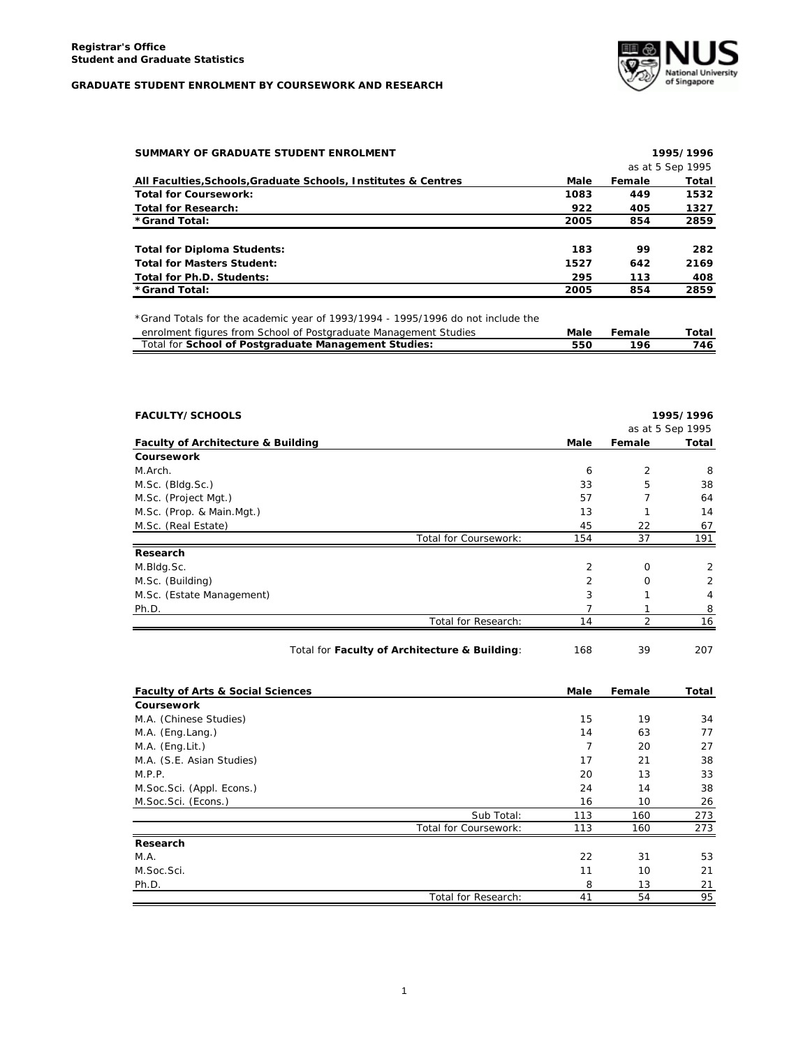**Registrar's Office**
**Student and Graduate Statistics**

**GRADUATE STUDENT ENROLMENT BY COURSEWORK AND RESEARCH**

### SUMMARY OF GRADUATE STUDENT ENROLMENT

1995/1996
as at 5 Sep 1995

| All Faculties,Schools,Graduate Schools, Institutes & Centres | Male | Female | Total |
|---|---|---|---|
| **Total for Coursework:** | **1083** | **449** | **1532** |
| **Total for Research:** | **922** | **405** | **1327** |
| ***Grand Total:** | **2005** | **854** | **2859** |
| | | | |
| **Total for Diploma Students:** | **183** | **99** | **282** |
| **Total for Masters Student:** | **1527** | **642** | **2169** |
| **Total for Ph.D. Students:** | **295** | **113** | **408** |
| ***Grand Total:** | **2005** | **854** | **2859** |

*Grand Totals for the academic year of 1993/1994 - 1995/1996 do not include the enrolment figures from School of Postgraduate Management Studies

| | Male | Female | Total |
|---|---|---|---|
| Total for **School of Postgraduate Management Studies:** | **550** | **196** | **746** |

### FACULTY/SCHOOLS

1995/1996
as at 5 Sep 1995

| Faculty of Architecture & Building | Male | Female | Total |
|---|---|---|---|
| **Coursework** | | | |
| M.Arch. | 6 | 2 | 8 |
| M.Sc. (Bldg.Sc.) | 33 | 5 | 38 |
| M.Sc. (Project Mgt.) | 57 | 7 | 64 |
| M.Sc. (Prop. & Main.Mgt.) | 13 | 1 | 14 |
| M.Sc. (Real Estate) | 45 | 22 | 67 |
| Total for Coursework: | 154 | 37 | 191 |
| **Research** | | | |
| M.Bldg.Sc. | 2 | 0 | 2 |
| M.Sc. (Building) | 2 | 0 | 2 |
| M.Sc. (Estate Management) | 3 | 1 | 4 |
| Ph.D. | 7 | 1 | 8 |
| Total for Research: | 14 | 2 | 16 |
| | | | |
| Total for **Faculty of Architecture & Building**: | 168 | 39 | 207 |

| Faculty of Arts & Social Sciences | Male | Female | Total |
|---|---|---|---|
| **Coursework** | | | |
| M.A. (Chinese Studies) | 15 | 19 | 34 |
| M.A. (Eng.Lang.) | 14 | 63 | 77 |
| M.A. (Eng.Lit.) | 7 | 20 | 27 |
| M.A. (S.E. Asian Studies) | 17 | 21 | 38 |
| M.P.P. | 20 | 13 | 33 |
| M.Soc.Sci. (Appl. Econs.) | 24 | 14 | 38 |
| M.Soc.Sci. (Econs.) | 16 | 10 | 26 |
| Sub Total: | 113 | 160 | 273 |
| Total for Coursework: | 113 | 160 | 273 |
| **Research** | | | |
| M.A. | 22 | 31 | 53 |
| M.Soc.Sci. | 11 | 10 | 21 |
| Ph.D. | 8 | 13 | 21 |
| Total for Research: | 41 | 54 | 95 |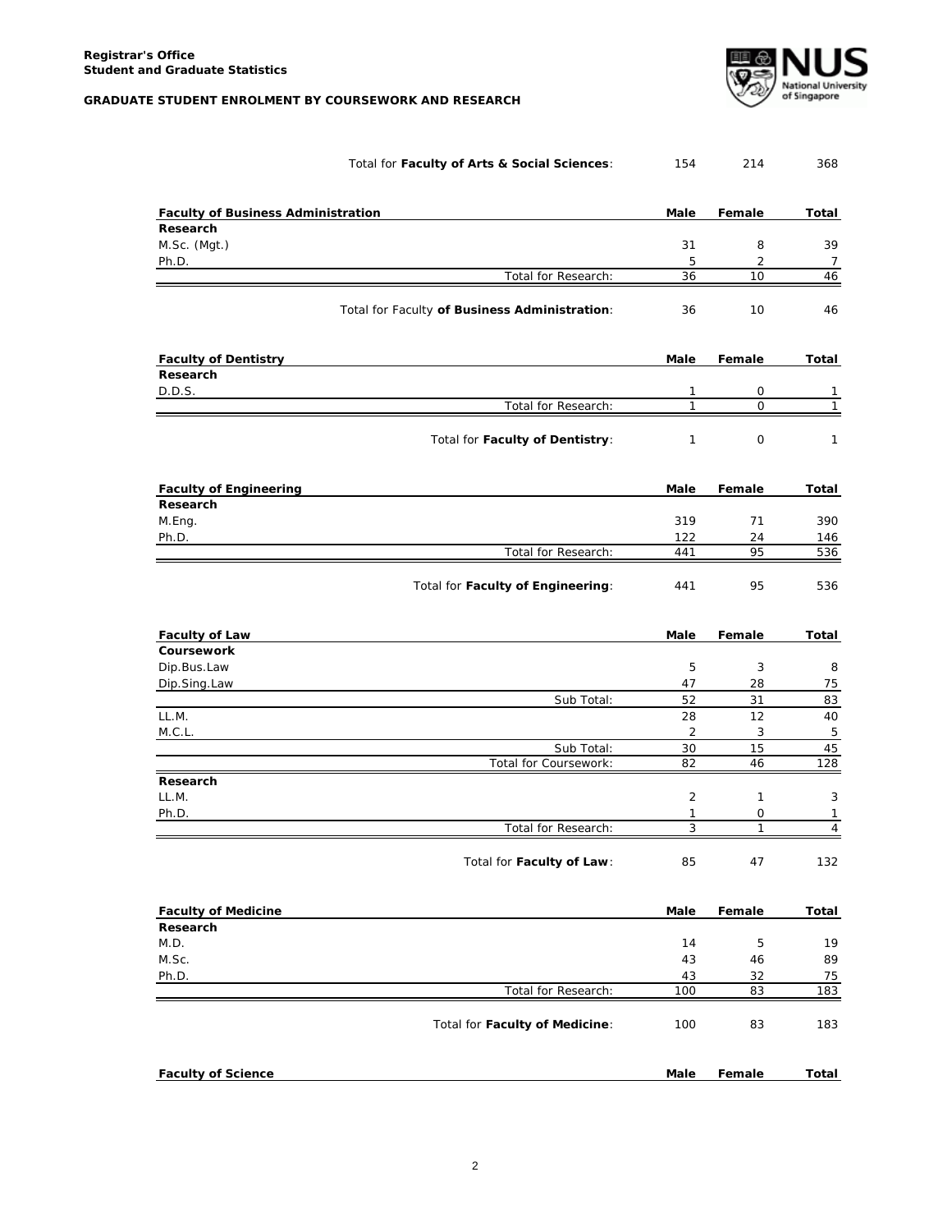**Registrar's Office**
**Student and Graduate Statistics**

**GRADUATE STUDENT ENROLMENT BY COURSEWORK AND RESEARCH**

| | Male | Female | Total |
|---|---|---|---|
| Total for **Faculty of Arts & Social Sciences**: | 154 | 214 | 368 |

| **Faculty of Business Administration** | **Male** | **Female** | **Total** |
|---|---|---|---|
| **Research** | | | |
| M.Sc. (Mgt.) | 31 | 8 | 39 |
| Ph.D. | 5 | 2 | 7 |
| Total for Research: | 36 | 10 | 46 |
| Total for Faculty **of Business Administration**: | 36 | 10 | 46 |

| **Faculty of Dentistry** | **Male** | **Female** | **Total** |
|---|---|---|---|
| **Research** | | | |
| D.D.S. | 1 | 0 | 1 |
| Total for Research: | 1 | 0 | 1 |
| Total for **Faculty of Dentistry**: | 1 | 0 | 1 |

| **Faculty of Engineering** | **Male** | **Female** | **Total** |
|---|---|---|---|
| **Research** | | | |
| M.Eng. | 319 | 71 | 390 |
| Ph.D. | 122 | 24 | 146 |
| Total for Research: | 441 | 95 | 536 |
| Total for **Faculty of Engineering**: | 441 | 95 | 536 |

| **Faculty of Law** | **Male** | **Female** | **Total** |
|---|---|---|---|
| **Coursework** | | | |
| Dip.Bus.Law | 5 | 3 | 8 |
| Dip.Sing.Law | 47 | 28 | 75 |
| Sub Total: | 52 | 31 | 83 |
| LL.M. | 28 | 12 | 40 |
| M.C.L. | 2 | 3 | 5 |
| Sub Total: | 30 | 15 | 45 |
| Total for Coursework: | 82 | 46 | 128 |
| **Research** | | | |
| LL.M. | 2 | 1 | 3 |
| Ph.D. | 1 | 0 | 1 |
| Total for Research: | 3 | 1 | 4 |
| Total for **Faculty of Law**: | 85 | 47 | 132 |

| **Faculty of Medicine** | **Male** | **Female** | **Total** |
|---|---|---|---|
| **Research** | | | |
| M.D. | 14 | 5 | 19 |
| M.Sc. | 43 | 46 | 89 |
| Ph.D. | 43 | 32 | 75 |
| Total for Research: | 100 | 83 | 183 |
| Total for **Faculty of Medicine**: | 100 | 83 | 183 |

| **Faculty of Science** | **Male** | **Female** | **Total** |
|---|---|---|---|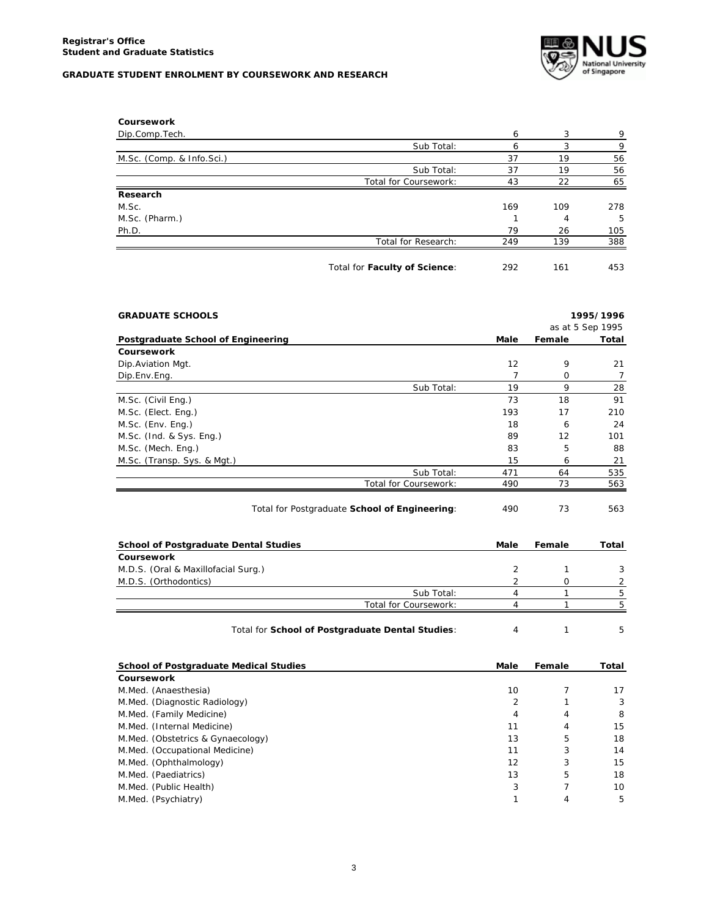**Registrar's Office**
**Student and Graduate Statistics**

**GRADUATE STUDENT ENROLMENT BY COURSEWORK AND RESEARCH**

| | | | |
|---|---|---|---|
| **Coursework** | | | |
| Dip.Comp.Tech. | 6 | 3 | 9 |
| Sub Total: | 6 | 3 | 9 |
| M.Sc. (Comp. & Info.Sci.) | 37 | 19 | 56 |
| Sub Total: | 37 | 19 | 56 |
| Total for Coursework: | 43 | 22 | 65 |
| **Research** | | | |
| M.Sc. | 169 | 109 | 278 |
| M.Sc. (Pharm.) | 1 | 4 | 5 |
| Ph.D. | 79 | 26 | 105 |
| Total for Research: | 249 | 139 | 388 |
| Total for **Faculty of Science**: | 292 | 161 | 453 |

**GRADUATE SCHOOLS** — **1995/1996** as at 5 Sep 1995

| **Postgraduate School of Engineering** | **Male** | **Female** | **Total** |
|---|---|---|---|
| **Coursework** | | | |
| Dip.Aviation Mgt. | 12 | 9 | 21 |
| Dip.Env.Eng. | 7 | 0 | 7 |
| Sub Total: | 19 | 9 | 28 |
| M.Sc. (Civil Eng.) | 73 | 18 | 91 |
| M.Sc. (Elect. Eng.) | 193 | 17 | 210 |
| M.Sc. (Env. Eng.) | 18 | 6 | 24 |
| M.Sc. (Ind. & Sys. Eng.) | 89 | 12 | 101 |
| M.Sc. (Mech. Eng.) | 83 | 5 | 88 |
| M.Sc. (Transp. Sys. & Mgt.) | 15 | 6 | 21 |
| Sub Total: | 471 | 64 | 535 |
| Total for Coursework: | 490 | 73 | 563 |
| Total for Postgraduate **School of Engineering**: | 490 | 73 | 563 |

| **School of Postgraduate Dental Studies** | **Male** | **Female** | **Total** |
|---|---|---|---|
| **Coursework** | | | |
| M.D.S. (Oral & Maxillofacial Surg.) | 2 | 1 | 3 |
| M.D.S. (Orthodontics) | 2 | 0 | 2 |
| Sub Total: | 4 | 1 | 5 |
| Total for Coursework: | 4 | 1 | 5 |
| Total for **School of Postgraduate Dental Studies**: | 4 | 1 | 5 |

| **School of Postgraduate Medical Studies** | **Male** | **Female** | **Total** |
|---|---|---|---|
| **Coursework** | | | |
| M.Med. (Anaesthesia) | 10 | 7 | 17 |
| M.Med. (Diagnostic Radiology) | 2 | 1 | 3 |
| M.Med. (Family Medicine) | 4 | 4 | 8 |
| M.Med. (Internal Medicine) | 11 | 4 | 15 |
| M.Med. (Obstetrics & Gynaecology) | 13 | 5 | 18 |
| M.Med. (Occupational Medicine) | 11 | 3 | 14 |
| M.Med. (Ophthalmology) | 12 | 3 | 15 |
| M.Med. (Paediatrics) | 13 | 5 | 18 |
| M.Med. (Public Health) | 3 | 7 | 10 |
| M.Med. (Psychiatry) | 1 | 4 | 5 |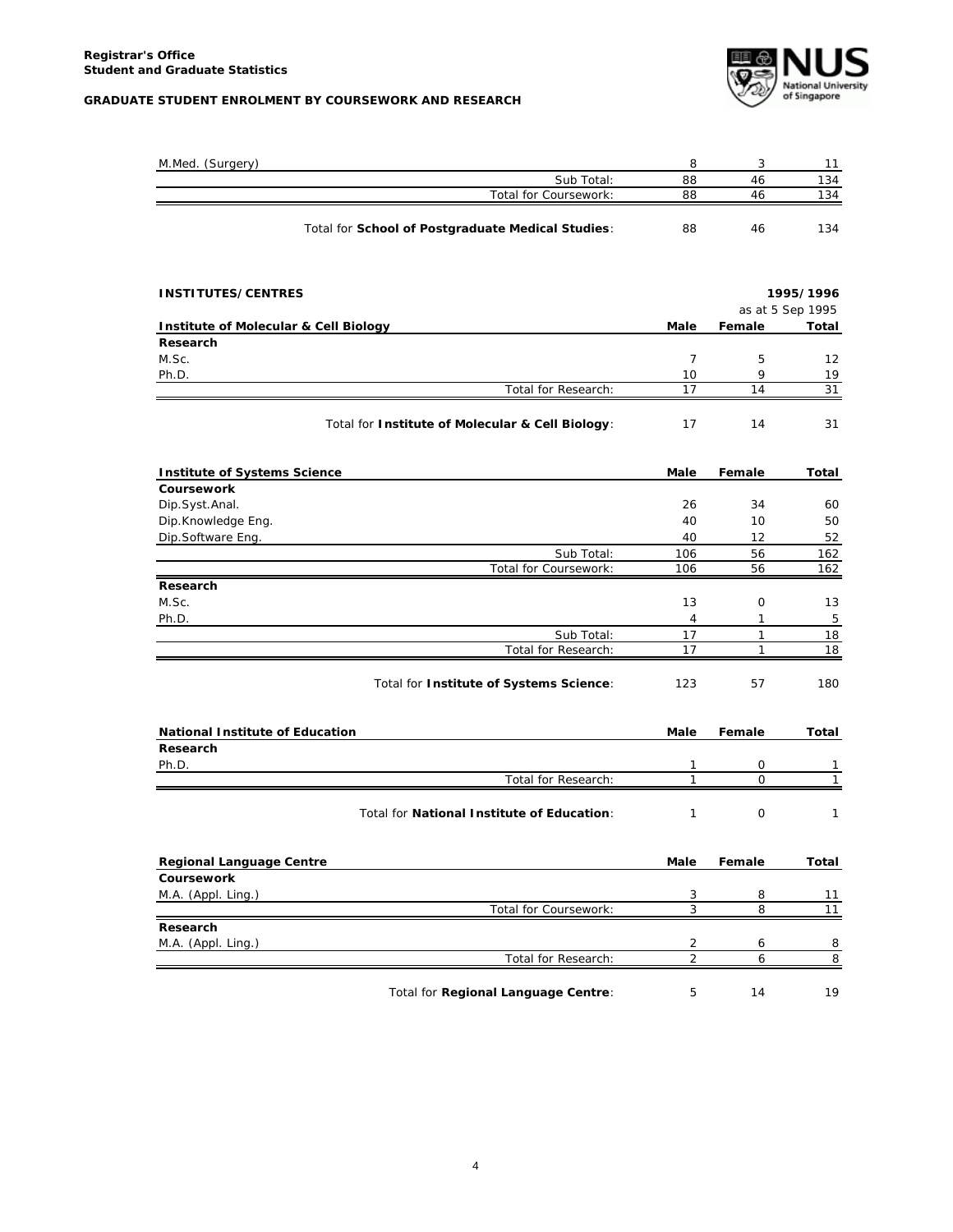| | Male | Female | Total |
|---|---|---|---|
| M.Med. (Surgery) | 8 | 3 | 11 |
| Sub Total: | 88 | 46 | 134 |
| Total for Coursework: | 88 | 46 | 134 |
| Total for **School of Postgraduate Medical Studies**: | 88 | 46 | 134 |

## INSTITUTES/CENTRES

**1995/1996**
as at 5 Sep 1995

| **Institute of Molecular & Cell Biology** | **Male** | **Female** | **Total** |
|---|---|---|---|
| **Research** | | | |
| M.Sc. | 7 | 5 | 12 |
| Ph.D. | 10 | 9 | 19 |
| Total for Research: | 17 | 14 | 31 |
| Total for **Institute of Molecular & Cell Biology**: | 17 | 14 | 31 |

| **Institute of Systems Science** | **Male** | **Female** | **Total** |
|---|---|---|---|
| **Coursework** | | | |
| Dip.Syst.Anal. | 26 | 34 | 60 |
| Dip.Knowledge Eng. | 40 | 10 | 50 |
| Dip.Software Eng. | 40 | 12 | 52 |
| Sub Total: | 106 | 56 | 162 |
| Total for Coursework: | 106 | 56 | 162 |
| **Research** | | | |
| M.Sc. | 13 | 0 | 13 |
| Ph.D. | 4 | 1 | 5 |
| Sub Total: | 17 | 1 | 18 |
| Total for Research: | 17 | 1 | 18 |
| Total for **Institute of Systems Science**: | 123 | 57 | 180 |

| **National Institute of Education** | **Male** | **Female** | **Total** |
|---|---|---|---|
| **Research** | | | |
| Ph.D. | 1 | 0 | 1 |
| Total for Research: | 1 | 0 | 1 |
| Total for **National Institute of Education**: | 1 | 0 | 1 |

| **Regional Language Centre** | **Male** | **Female** | **Total** |
|---|---|---|---|
| **Coursework** | | | |
| M.A. (Appl. Ling.) | 3 | 8 | 11 |
| Total for Coursework: | 3 | 8 | 11 |
| **Research** | | | |
| M.A. (Appl. Ling.) | 2 | 6 | 8 |
| Total for Research: | 2 | 6 | 8 |
| Total for **Regional Language Centre**: | 5 | 14 | 19 |